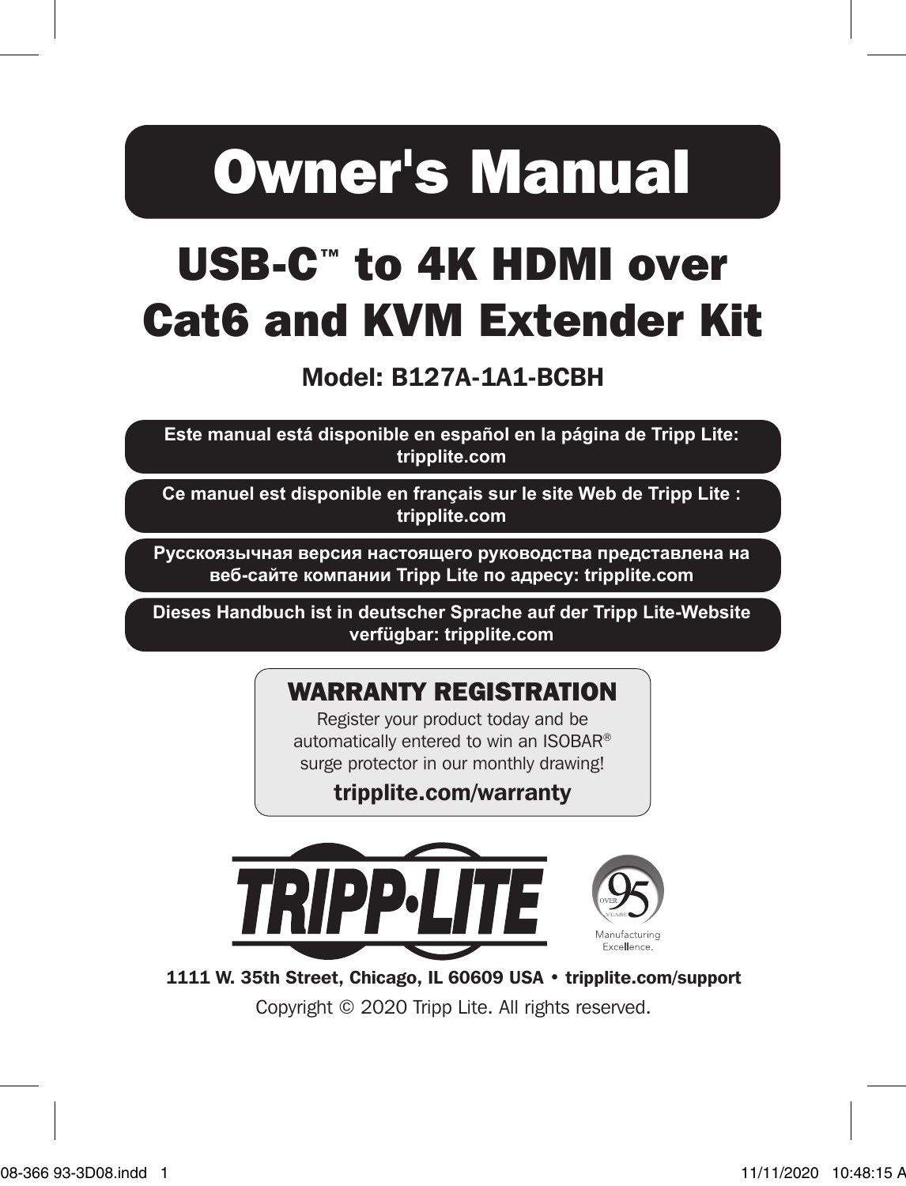# Owner's Manual

## USB-C™ to 4K HDMI over Cat6 and KVM Extender Kit

**Model: B127A-1A1-BCBH**

**Este manual está disponible en español en la página de Tripp Lite: tripplite.com**

**Ce manuel est disponible en français sur le site Web de Tripp Lite : tripplite.com**

**Русскоязычная версия настоящего руководства представлена на веб-сайте компании Tripp Lite по адресу: tripplite.com**

**Dieses Handbuch ist in deutscher Sprache auf der Tripp Lite-Website verfügbar: tripplite.com**

### WARRANTY REGISTRATION

Register your product today and be automatically entered to win an ISOBAR® surge protector in our monthly drawing!

**tripplite.com/warranty**

TRIPP·LITE

OVER 95 YEARS Manufacturing Excellence.

**1111 W. 35th Street, Chicago, IL 60609 USA • tripplite.com/support**

Copyright © 2020 Tripp Lite. All rights reserved.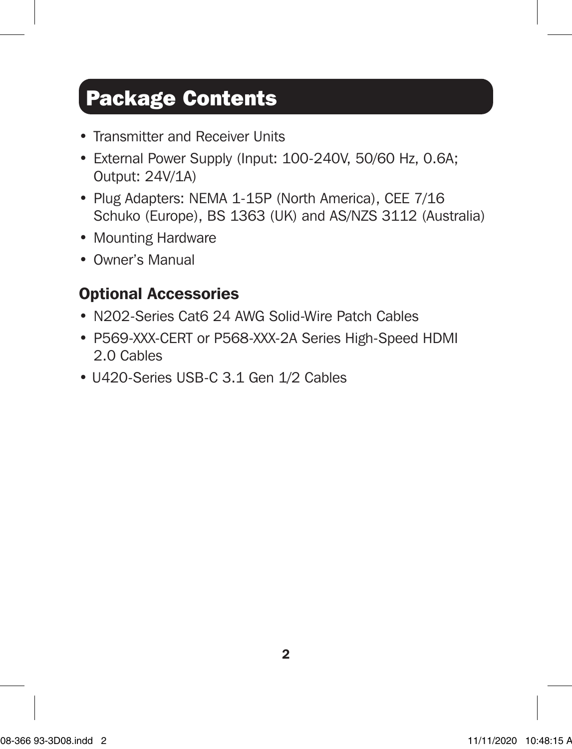## Package Contents

- Transmitter and Receiver Units
- External Power Supply (Input: 100-240V, 50/60 Hz, 0.6A; Output: 24V/1A)
- Plug Adapters: NEMA 1-15P (North America), CEE 7/16 Schuko (Europe), BS 1363 (UK) and AS/NZS 3112 (Australia)
- Mounting Hardware
- Owner's Manual

### Optional Accessories

- N202-Series Cat6 24 AWG Solid-Wire Patch Cables
- P569-XXX-CERT or P568-XXX-2A Series High-Speed HDMI 2.0 Cables
- U420-Series USB-C 3.1 Gen 1/2 Cables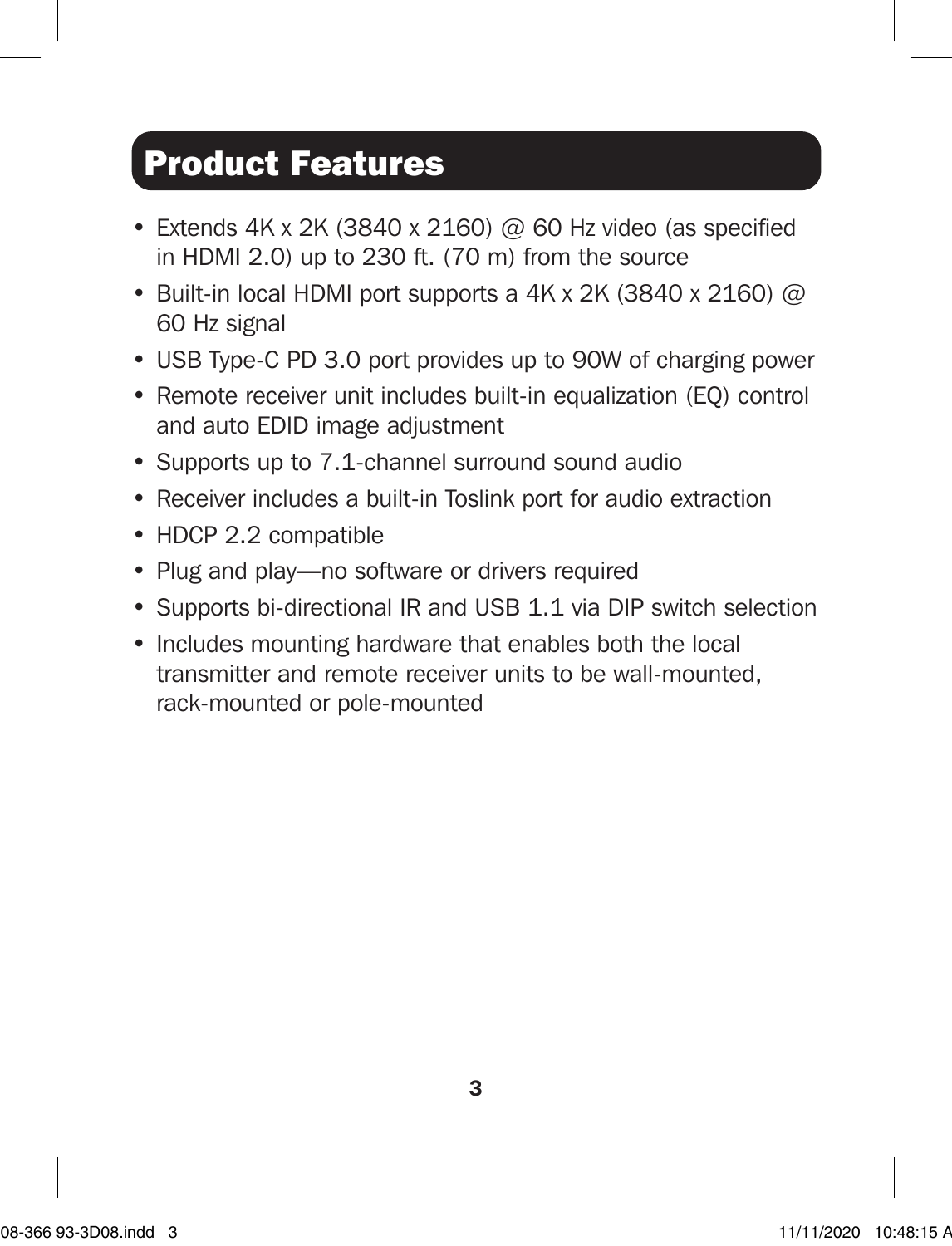## Product Features

- Extends 4K x 2K (3840 x 2160) @ 60 Hz video (as specified in HDMI 2.0) up to 230 ft. (70 m) from the source
- Built-in local HDMI port supports a 4K x 2K (3840 x 2160) @ 60 Hz signal
- USB Type-C PD 3.0 port provides up to 90W of charging power
- Remote receiver unit includes built-in equalization (EQ) control and auto EDID image adjustment
- Supports up to 7.1-channel surround sound audio
- Receiver includes a built-in Toslink port for audio extraction
- HDCP 2.2 compatible
- Plug and play—no software or drivers required
- Supports bi-directional IR and USB 1.1 via DIP switch selection
- Includes mounting hardware that enables both the local transmitter and remote receiver units to be wall-mounted, rack-mounted or pole-mounted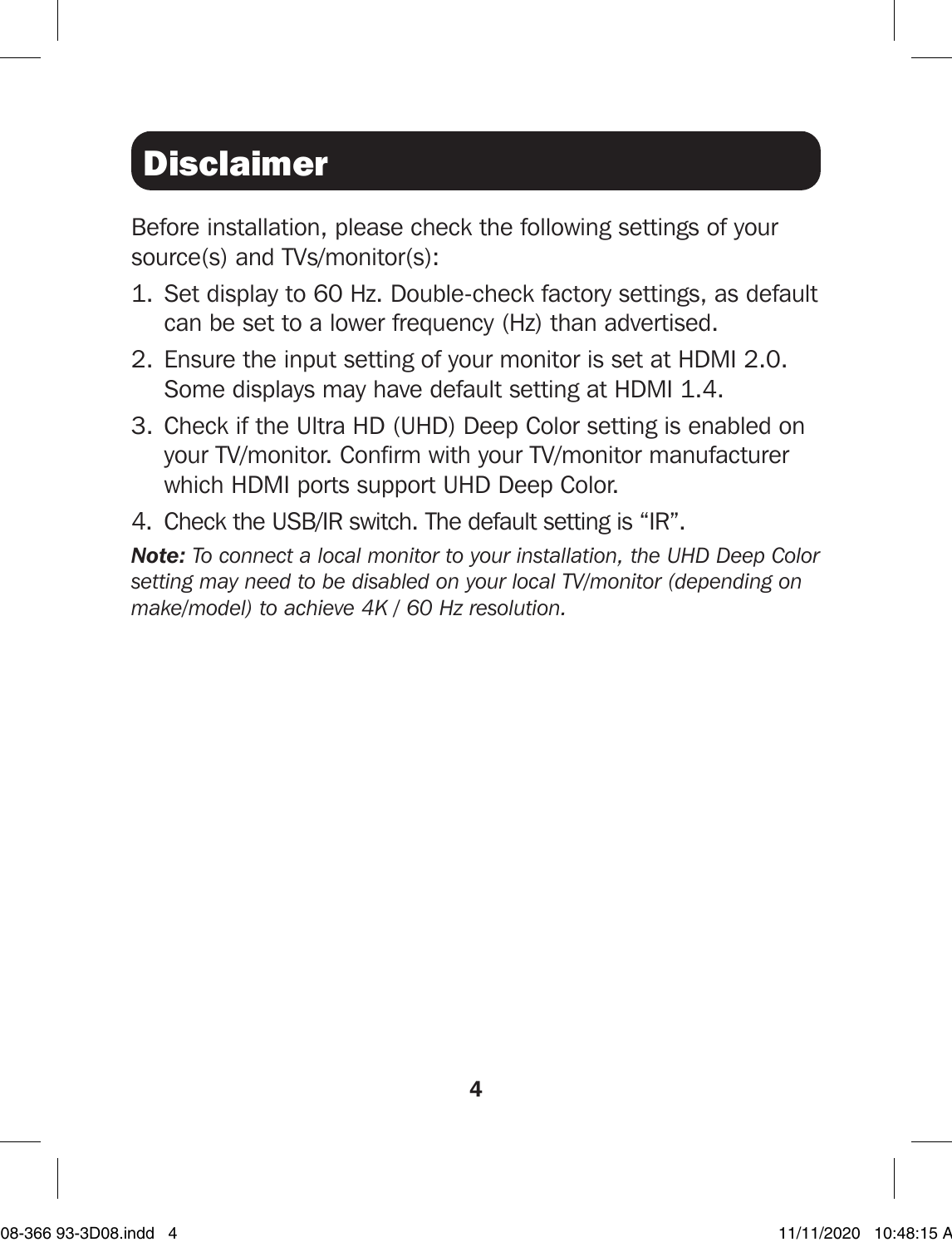# Disclaimer

Before installation, please check the following settings of your source(s) and TVs/monitor(s):

1. Set display to 60 Hz. Double-check factory settings, as default can be set to a lower frequency (Hz) than advertised.
2. Ensure the input setting of your monitor is set at HDMI 2.0. Some displays may have default setting at HDMI 1.4.
3. Check if the Ultra HD (UHD) Deep Color setting is enabled on your TV/monitor. Confirm with your TV/monitor manufacturer which HDMI ports support UHD Deep Color.
4. Check the USB/IR switch. The default setting is "IR".

***Note:*** *To connect a local monitor to your installation, the UHD Deep Color setting may need to be disabled on your local TV/monitor (depending on make/model) to achieve 4K / 60 Hz resolution.*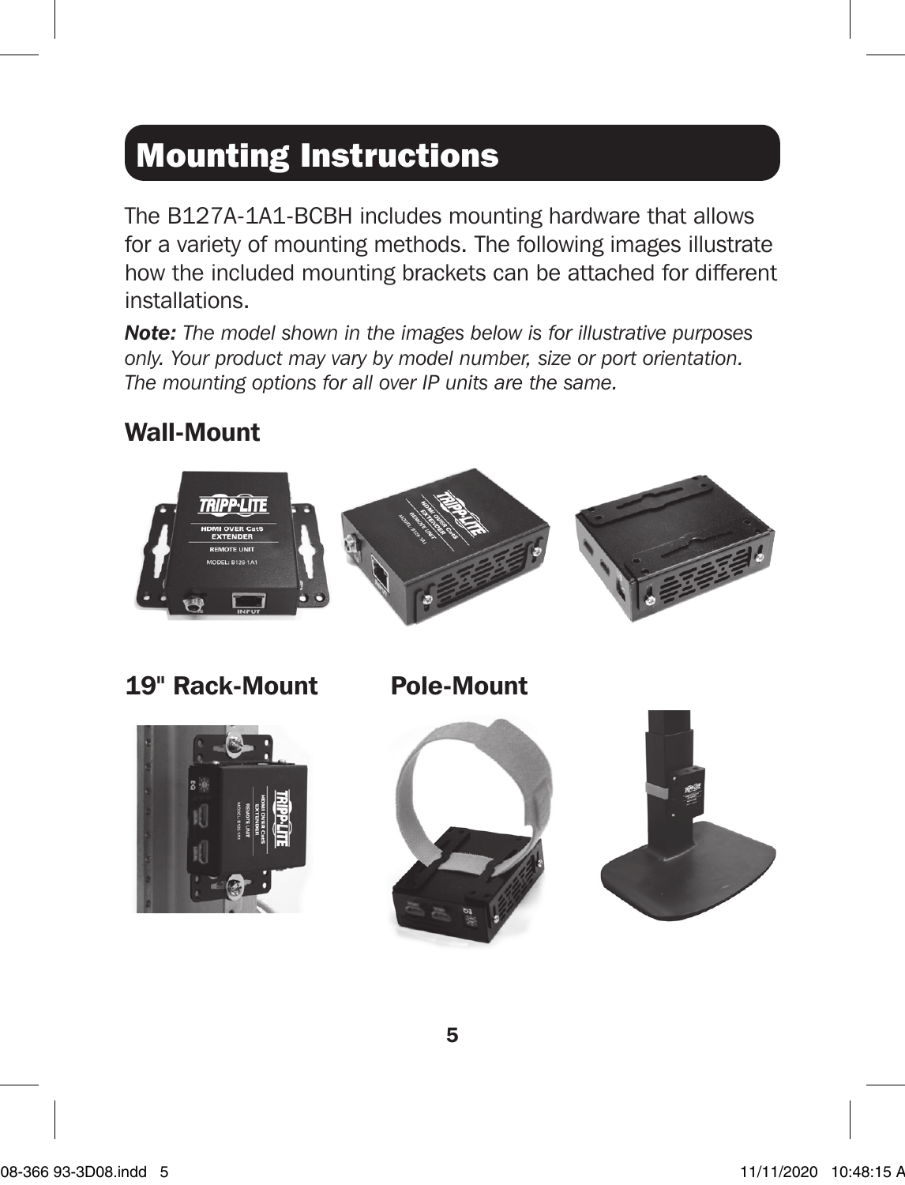# Mounting Instructions

The B127A-1A1-BCBH includes mounting hardware that allows for a variety of mounting methods. The following images illustrate how the included mounting brackets can be attached for different installations.

***Note:*** *The model shown in the images below is for illustrative purposes only. Your product may vary by model number, size or port orientation. The mounting options for all over IP units are the same.*

## Wall-Mount

## 19" Rack-Mount

## Pole-Mount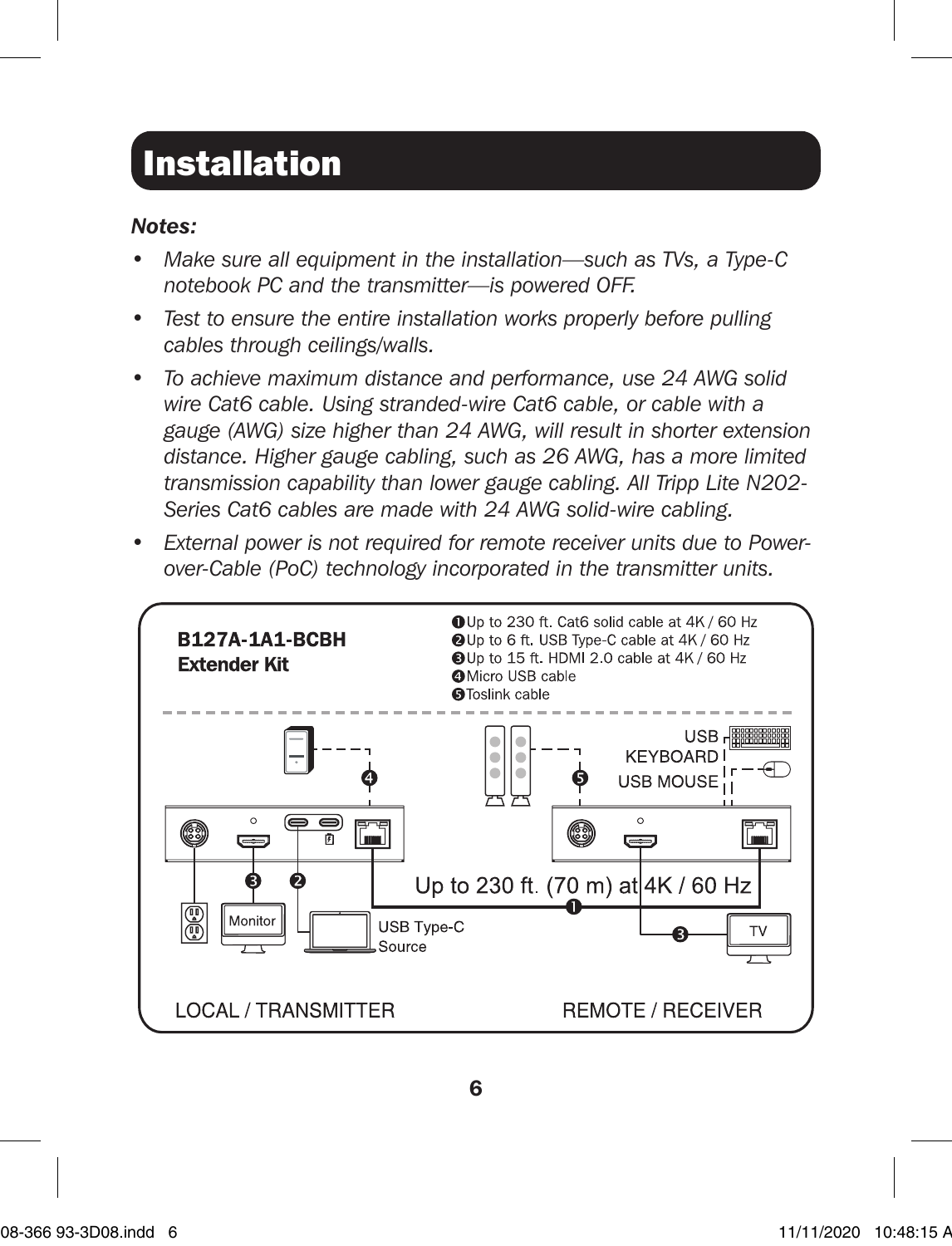# Installation

***Notes:***

- *Make sure all equipment in the installation—such as TVs, a Type-C notebook PC and the transmitter—is powered OFF.*
- *Test to ensure the entire installation works properly before pulling cables through ceilings/walls.*
- *To achieve maximum distance and performance, use 24 AWG solid wire Cat6 cable. Using stranded-wire Cat6 cable, or cable with a gauge (AWG) size higher than 24 AWG, will result in shorter extension distance. Higher gauge cabling, such as 26 AWG, has a more limited transmission capability than lower gauge cabling. All Tripp Lite N202-Series Cat6 cables are made with 24 AWG solid-wire cabling.*
- *External power is not required for remote receiver units due to Power-over-Cable (PoC) technology incorporated in the transmitter units.*

**B127A-1A1-BCBH Extender Kit**

1. Up to 230 ft. Cat6 solid cable at 4K / 60 Hz
2. Up to 6 ft. USB Type-C cable at 4K / 60 Hz
3. Up to 15 ft. HDMI 2.0 cable at 4K / 60 Hz
4. Micro USB cable
5. Toslink cable

Up to 230 ft. (70 m) at 4K / 60 Hz

Monitor

USB Type-C Source

USB KEYBOARD

USB MOUSE

TV

LOCAL / TRANSMITTER

REMOTE / RECEIVER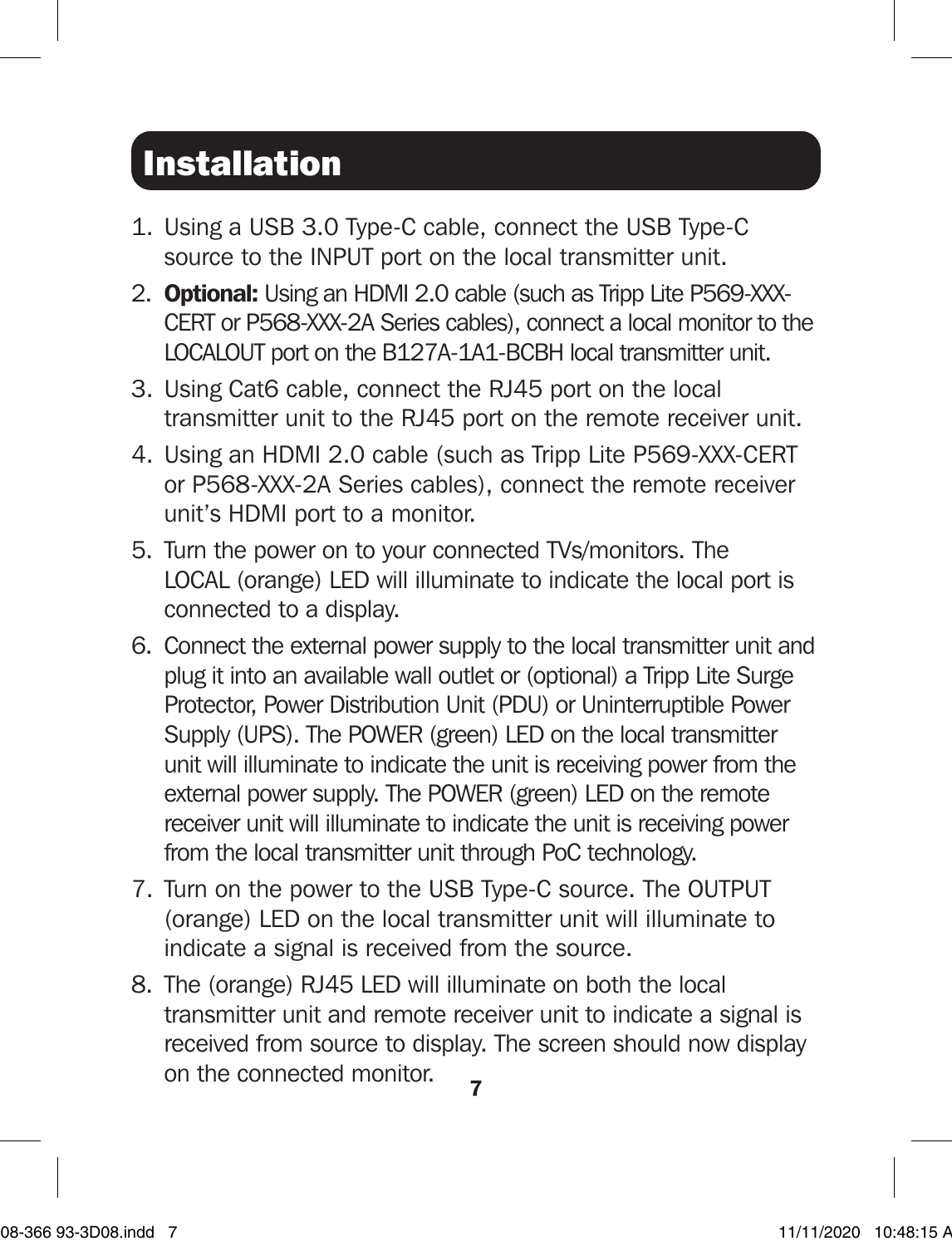# Installation

1. Using a USB 3.0 Type-C cable, connect the USB Type-C source to the INPUT port on the local transmitter unit.
2. **Optional:** Using an HDMI 2.0 cable (such as Tripp Lite P569-XXX-CERT or P568-XXX-2A Series cables), connect a local monitor to the LOCALOUT port on the B127A-1A1-BCBH local transmitter unit.
3. Using Cat6 cable, connect the RJ45 port on the local transmitter unit to the RJ45 port on the remote receiver unit.
4. Using an HDMI 2.0 cable (such as Tripp Lite P569-XXX-CERT or P568-XXX-2A Series cables), connect the remote receiver unit's HDMI port to a monitor.
5. Turn the power on to your connected TVs/monitors. The LOCAL (orange) LED will illuminate to indicate the local port is connected to a display.
6. Connect the external power supply to the local transmitter unit and plug it into an available wall outlet or (optional) a Tripp Lite Surge Protector, Power Distribution Unit (PDU) or Uninterruptible Power Supply (UPS). The POWER (green) LED on the local transmitter unit will illuminate to indicate the unit is receiving power from the external power supply. The POWER (green) LED on the remote receiver unit will illuminate to indicate the unit is receiving power from the local transmitter unit through PoC technology.
7. Turn on the power to the USB Type-C source. The OUTPUT (orange) LED on the local transmitter unit will illuminate to indicate a signal is received from the source.
8. The (orange) RJ45 LED will illuminate on both the local transmitter unit and remote receiver unit to indicate a signal is received from source to display. The screen should now display on the connected monitor.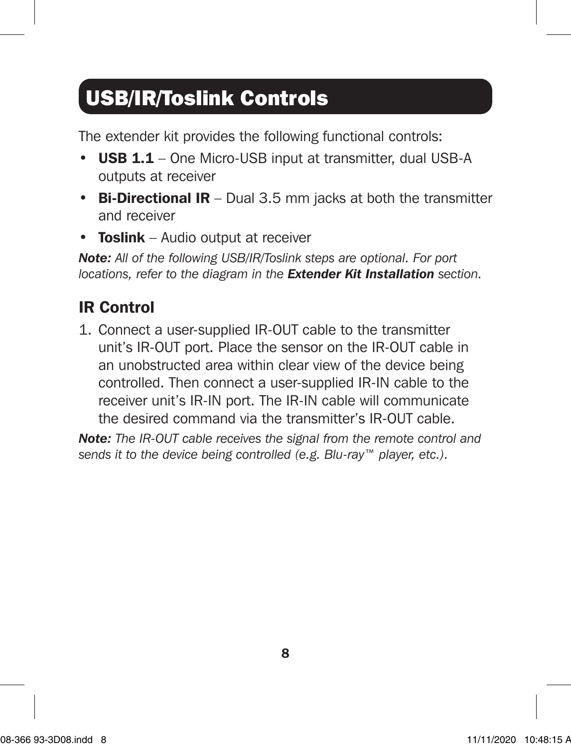# USB/IR/Toslink Controls

The extender kit provides the following functional controls:

- **USB 1.1** – One Micro-USB input at transmitter, dual USB-A outputs at receiver
- **Bi-Directional IR** – Dual 3.5 mm jacks at both the transmitter and receiver
- **Toslink** – Audio output at receiver

***Note:*** *All of the following USB/IR/Toslink steps are optional. For port locations, refer to the diagram in the* ***Extender Kit Installation*** *section.*

## IR Control

1. Connect a user-supplied IR-OUT cable to the transmitter unit's IR-OUT port. Place the sensor on the IR-OUT cable in an unobstructed area within clear view of the device being controlled. Then connect a user-supplied IR-IN cable to the receiver unit's IR-IN port. The IR-IN cable will communicate the desired command via the transmitter's IR-OUT cable.

***Note:*** *The IR-OUT cable receives the signal from the remote control and sends it to the device being controlled (e.g. Blu-ray™ player, etc.).*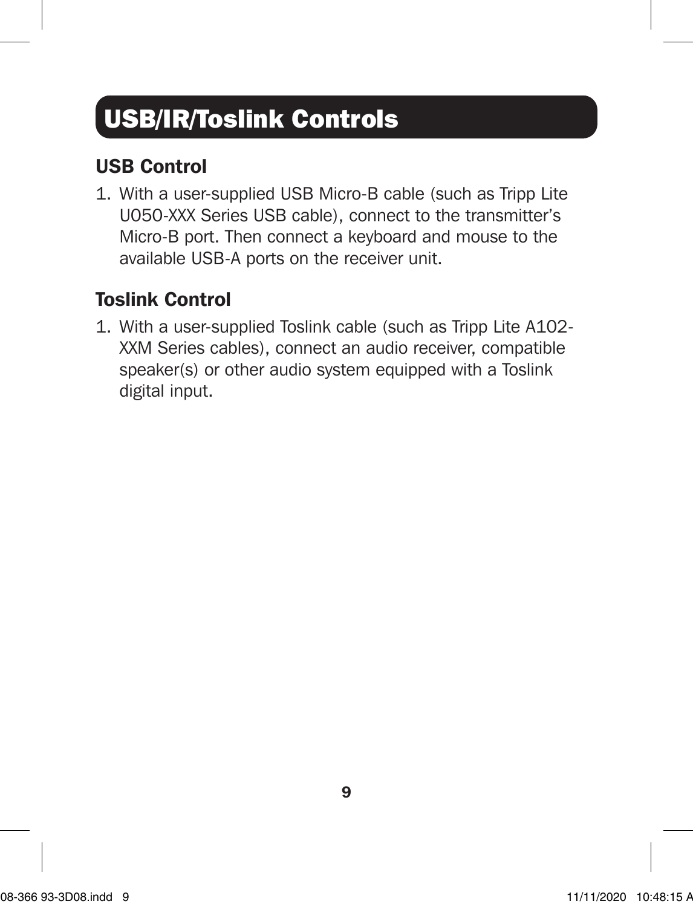# USB/IR/Toslink Controls

## USB Control

1. With a user-supplied USB Micro-B cable (such as Tripp Lite U050-XXX Series USB cable), connect to the transmitter's Micro-B port. Then connect a keyboard and mouse to the available USB-A ports on the receiver unit.

## Toslink Control

1. With a user-supplied Toslink cable (such as Tripp Lite A102-XXM Series cables), connect an audio receiver, compatible speaker(s) or other audio system equipped with a Toslink digital input.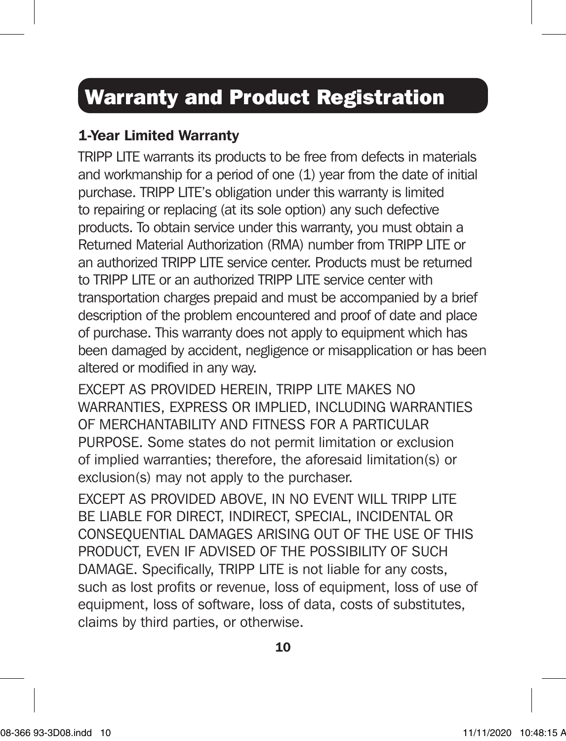# Warranty and Product Registration

## 1-Year Limited Warranty

TRIPP LITE warrants its products to be free from defects in materials and workmanship for a period of one (1) year from the date of initial purchase. TRIPP LITE's obligation under this warranty is limited to repairing or replacing (at its sole option) any such defective products. To obtain service under this warranty, you must obtain a Returned Material Authorization (RMA) number from TRIPP LITE or an authorized TRIPP LITE service center. Products must be returned to TRIPP LITE or an authorized TRIPP LITE service center with transportation charges prepaid and must be accompanied by a brief description of the problem encountered and proof of date and place of purchase. This warranty does not apply to equipment which has been damaged by accident, negligence or misapplication or has been altered or modified in any way.

EXCEPT AS PROVIDED HEREIN, TRIPP LITE MAKES NO WARRANTIES, EXPRESS OR IMPLIED, INCLUDING WARRANTIES OF MERCHANTABILITY AND FITNESS FOR A PARTICULAR PURPOSE. Some states do not permit limitation or exclusion of implied warranties; therefore, the aforesaid limitation(s) or exclusion(s) may not apply to the purchaser.

EXCEPT AS PROVIDED ABOVE, IN NO EVENT WILL TRIPP LITE BE LIABLE FOR DIRECT, INDIRECT, SPECIAL, INCIDENTAL OR CONSEQUENTIAL DAMAGES ARISING OUT OF THE USE OF THIS PRODUCT, EVEN IF ADVISED OF THE POSSIBILITY OF SUCH DAMAGE. Specifically, TRIPP LITE is not liable for any costs, such as lost profits or revenue, loss of equipment, loss of use of equipment, loss of software, loss of data, costs of substitutes, claims by third parties, or otherwise.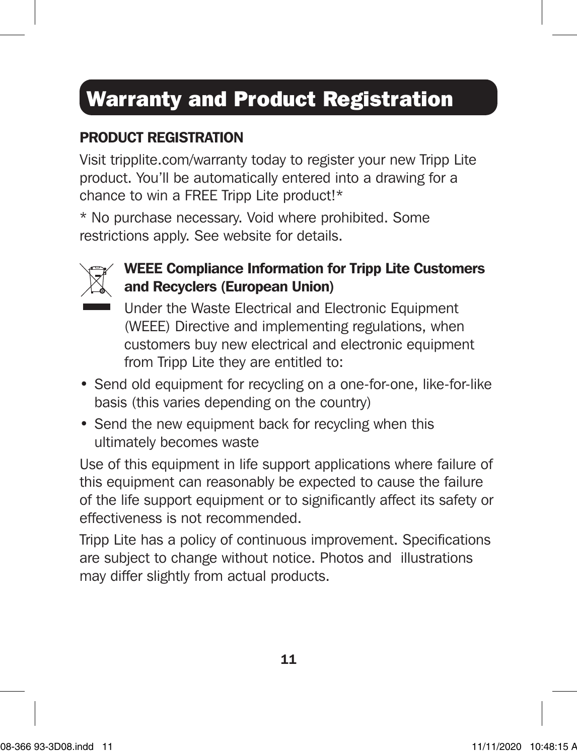# Warranty and Product Registration

## PRODUCT REGISTRATION

Visit tripplite.com/warranty today to register your new Tripp Lite product. You'll be automatically entered into a drawing for a chance to win a FREE Tripp Lite product!*

* No purchase necessary. Void where prohibited. Some restrictions apply. See website for details.

### WEEE Compliance Information for Tripp Lite Customers and Recyclers (European Union)

Under the Waste Electrical and Electronic Equipment (WEEE) Directive and implementing regulations, when customers buy new electrical and electronic equipment from Tripp Lite they are entitled to:

- Send old equipment for recycling on a one-for-one, like-for-like basis (this varies depending on the country)
- Send the new equipment back for recycling when this ultimately becomes waste

Use of this equipment in life support applications where failure of this equipment can reasonably be expected to cause the failure of the life support equipment or to significantly affect its safety or effectiveness is not recommended.

Tripp Lite has a policy of continuous improvement. Specifications are subject to change without notice. Photos and illustrations may differ slightly from actual products.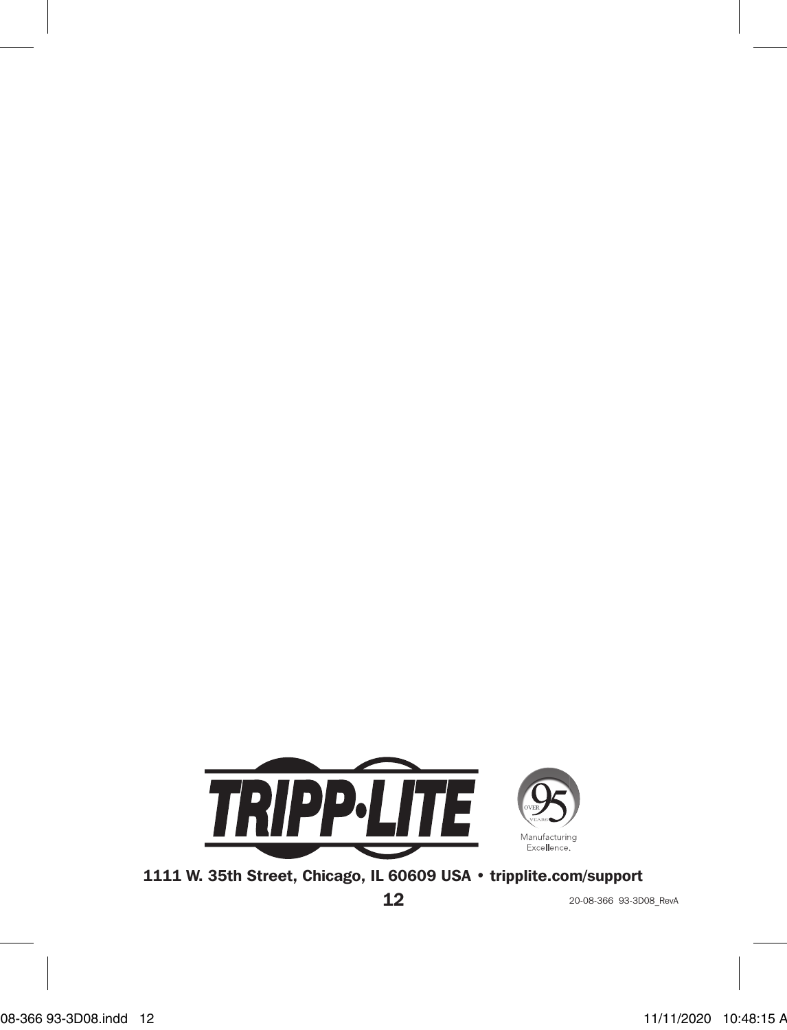TRIPP·LITE

OVER 95 YEARS

Manufacturing Excellence.

**1111 W. 35th Street, Chicago, IL 60609 USA • tripplite.com/support**

20-08-366 93-3D08_RevA